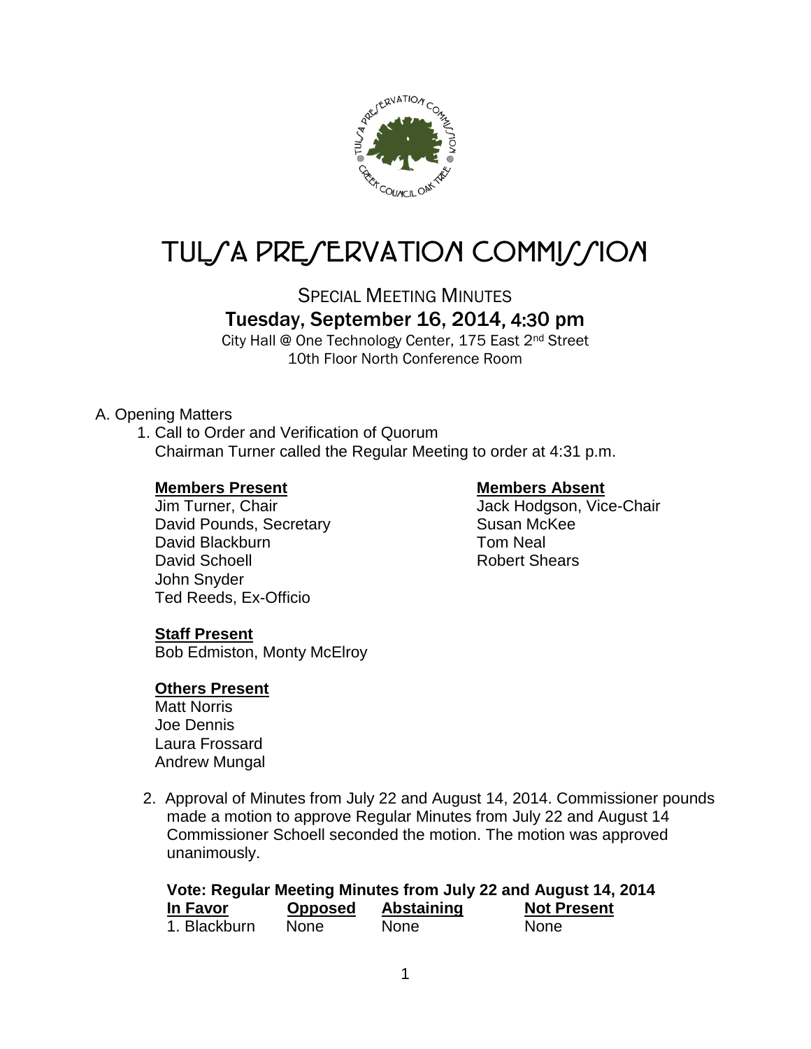# TULSA PRESERVATION COMMISSION

## SPECIAL MEETING MINUTES

### Tuesday, September 16, 2014, 4:30 pm

City Hall @ One Technology Center, 175 East 2nd Street
10th Floor North Conference Room

A. Opening Matters

1. Call to Order and Verification of Quorum
   Chairman Turner called the Regular Meeting to order at 4:31 p.m.

**Members Present**
Jim Turner, Chair
David Pounds, Secretary
David Blackburn
David Schoell
John Snyder
Ted Reeds, Ex-Officio

**Members Absent**
Jack Hodgson, Vice-Chair
Susan McKee
Tom Neal
Robert Shears

**Staff Present**
Bob Edmiston, Monty McElroy

**Others Present**
Matt Norris
Joe Dennis
Laura Frossard
Andrew Mungal

2. Approval of Minutes from July 22 and August 14, 2014. Commissioner pounds made a motion to approve Regular Minutes from July 22 and August 14 Commissioner Schoell seconded the motion. The motion was approved unanimously.

**Vote: Regular Meeting Minutes from July 22 and August 14, 2014**

| In Favor | Opposed | Abstaining | Not Present |
|---|---|---|---|
| 1. Blackburn | None | None | None |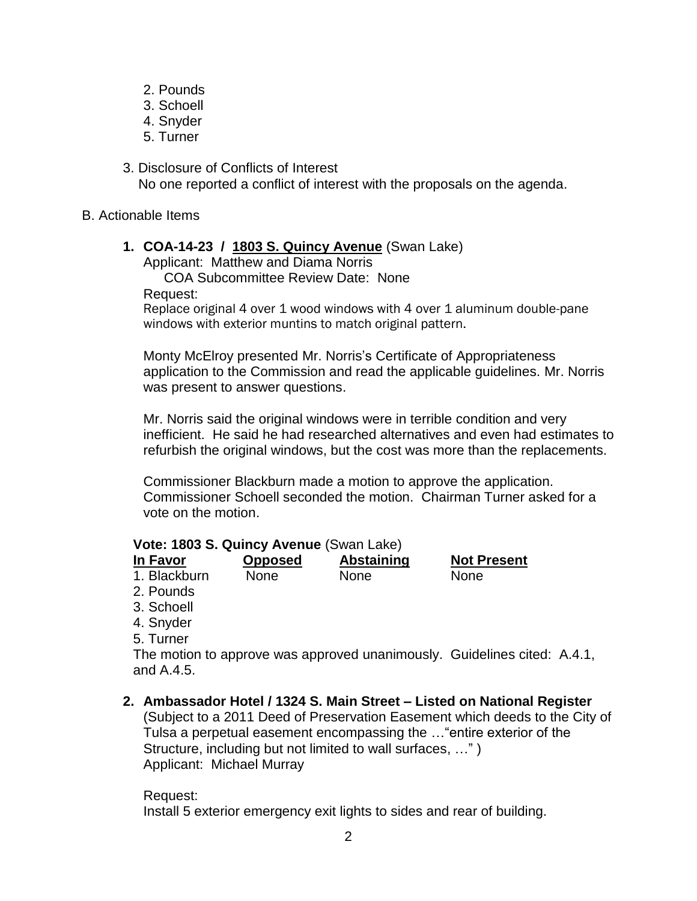2. Pounds
3. Schoell
4. Snyder
5. Turner

3. Disclosure of Conflicts of Interest
   No one reported a conflict of interest with the proposals on the agenda.

B. Actionable Items

**1. COA-14-23 / 1803 S. Quincy Avenue** (Swan Lake)

Applicant: Matthew and Diama Norris
COA Subcommittee Review Date: None

Request:
Replace original 4 over 1 wood windows with 4 over 1 aluminum double-pane windows with exterior muntins to match original pattern.

Monty McElroy presented Mr. Norris's Certificate of Appropriateness application to the Commission and read the applicable guidelines. Mr. Norris was present to answer questions.

Mr. Norris said the original windows were in terrible condition and very inefficient. He said he had researched alternatives and even had estimates to refurbish the original windows, but the cost was more than the replacements.

Commissioner Blackburn made a motion to approve the application. Commissioner Schoell seconded the motion. Chairman Turner asked for a vote on the motion.

**Vote: 1803 S. Quincy Avenue** (Swan Lake)

| In Favor | Opposed | Abstaining | Not Present |
|---|---|---|---|
| 1. Blackburn | None | None | None |
| 2. Pounds | | | |
| 3. Schoell | | | |
| 4. Snyder | | | |
| 5. Turner | | | |

The motion to approve was approved unanimously. Guidelines cited: A.4.1, and A.4.5.

**2. Ambassador Hotel / 1324 S. Main Street – Listed on National Register**

(Subject to a 2011 Deed of Preservation Easement which deeds to the City of Tulsa a perpetual easement encompassing the …"entire exterior of the Structure, including but not limited to wall surfaces, …" )
Applicant: Michael Murray

Request:
Install 5 exterior emergency exit lights to sides and rear of building.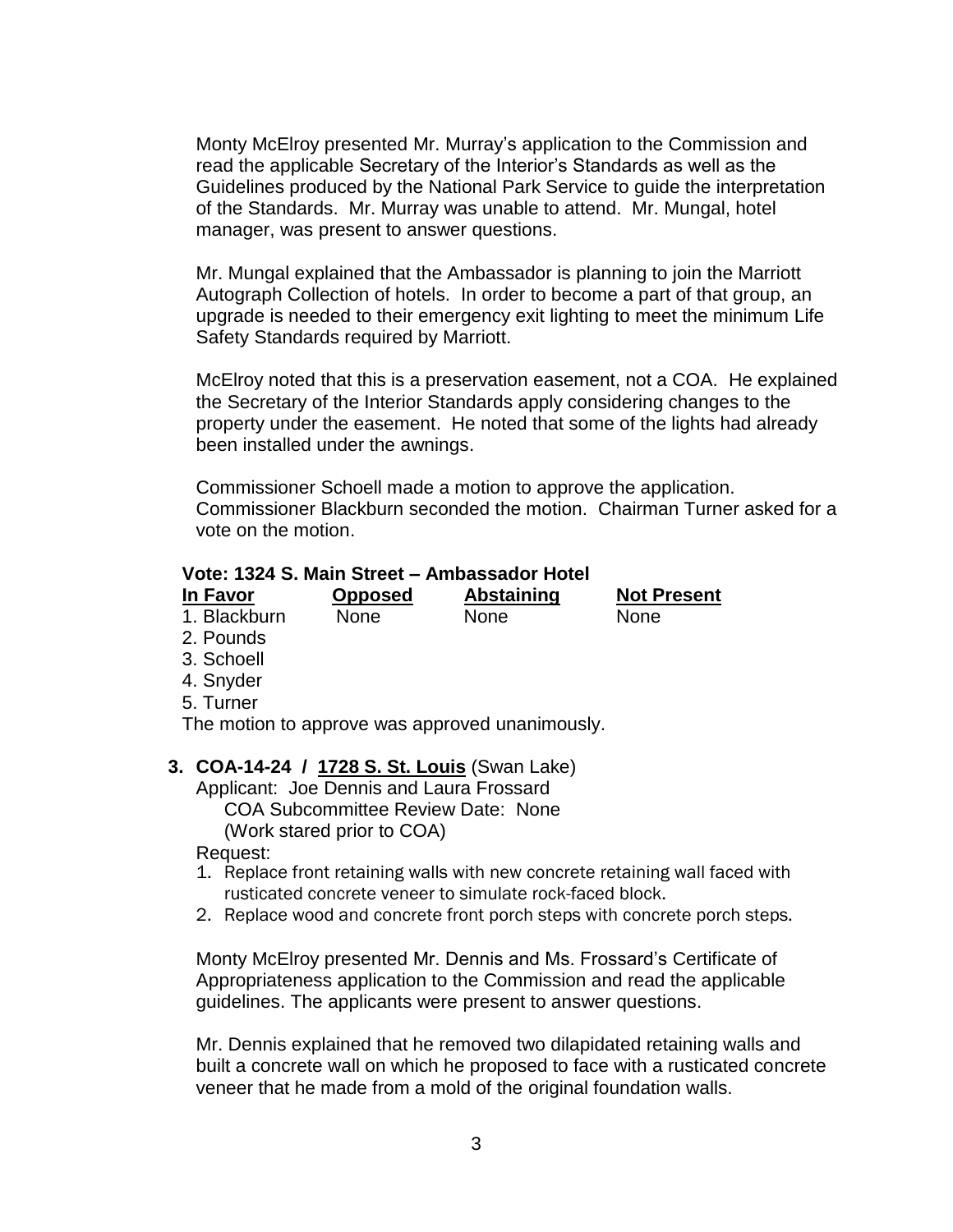Monty McElroy presented Mr. Murray's application to the Commission and read the applicable Secretary of the Interior's Standards as well as the Guidelines produced by the National Park Service to guide the interpretation of the Standards. Mr. Murray was unable to attend. Mr. Mungal, hotel manager, was present to answer questions.

Mr. Mungal explained that the Ambassador is planning to join the Marriott Autograph Collection of hotels. In order to become a part of that group, an upgrade is needed to their emergency exit lighting to meet the minimum Life Safety Standards required by Marriott.

McElroy noted that this is a preservation easement, not a COA. He explained the Secretary of the Interior Standards apply considering changes to the property under the easement. He noted that some of the lights had already been installed under the awnings.

Commissioner Schoell made a motion to approve the application. Commissioner Blackburn seconded the motion. Chairman Turner asked for a vote on the motion.

**Vote: 1324 S. Main Street – Ambassador Hotel**

| In Favor | Opposed | Abstaining | Not Present |
|---|---|---|---|
| 1. Blackburn | None | None | None |
| 2. Pounds | | | |
| 3. Schoell | | | |
| 4. Snyder | | | |
| 5. Turner | | | |

The motion to approve was approved unanimously.

**3. COA-14-24 / 1728 S. St. Louis** (Swan Lake)

Applicant: Joe Dennis and Laura Frossard
COA Subcommittee Review Date: None
(Work stared prior to COA)

Request:

1. Replace front retaining walls with new concrete retaining wall faced with rusticated concrete veneer to simulate rock-faced block.
2. Replace wood and concrete front porch steps with concrete porch steps.

Monty McElroy presented Mr. Dennis and Ms. Frossard's Certificate of Appropriateness application to the Commission and read the applicable guidelines. The applicants were present to answer questions.

Mr. Dennis explained that he removed two dilapidated retaining walls and built a concrete wall on which he proposed to face with a rusticated concrete veneer that he made from a mold of the original foundation walls.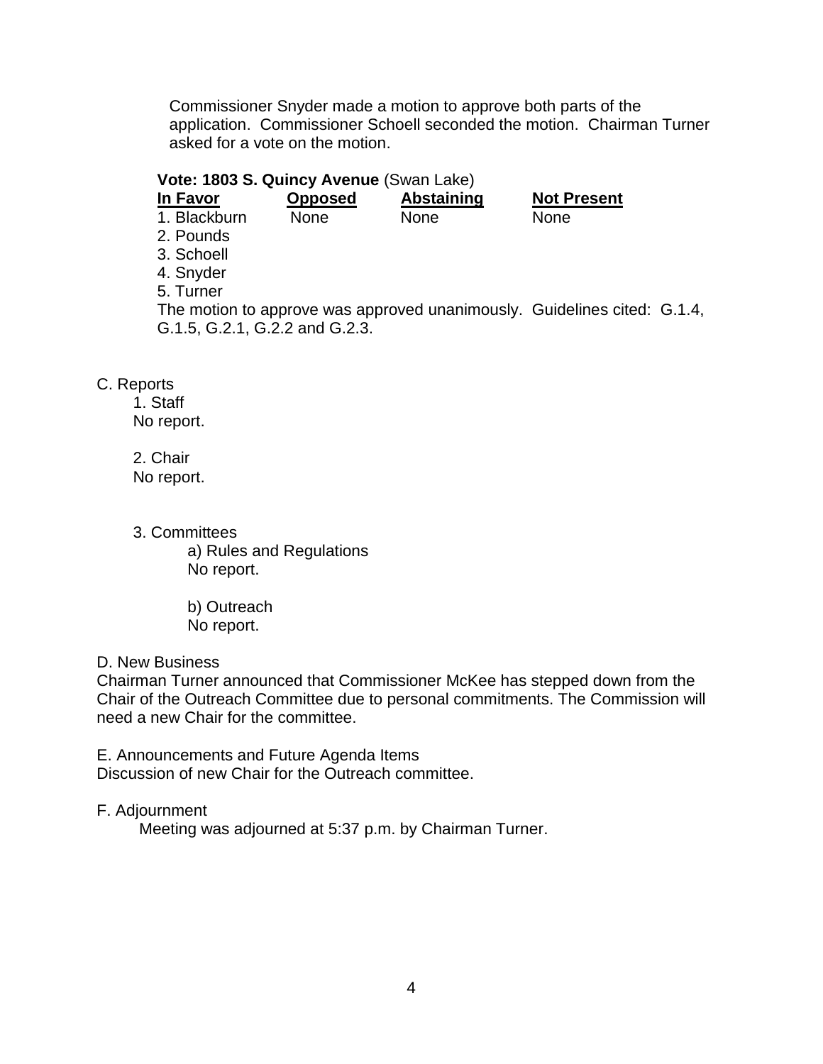Commissioner Snyder made a motion to approve both parts of the application. Commissioner Schoell seconded the motion. Chairman Turner asked for a vote on the motion.

**Vote: 1803 S. Quincy Avenue** (Swan Lake)

| In Favor | Opposed | Abstaining | Not Present |
|---|---|---|---|
| 1. Blackburn | None | None | None |
| 2. Pounds | | | |
| 3. Schoell | | | |
| 4. Snyder | | | |
| 5. Turner | | | |

The motion to approve was approved unanimously. Guidelines cited: G.1.4, G.1.5, G.2.1, G.2.2 and G.2.3.

C. Reports

1. Staff
   No report.

2. Chair
   No report.

3. Committees
   - a) Rules and Regulations
     No report.
   - b) Outreach
     No report.

D. New Business

Chairman Turner announced that Commissioner McKee has stepped down from the Chair of the Outreach Committee due to personal commitments. The Commission will need a new Chair for the committee.

E. Announcements and Future Agenda Items

Discussion of new Chair for the Outreach committee.

F. Adjournment

Meeting was adjourned at 5:37 p.m. by Chairman Turner.